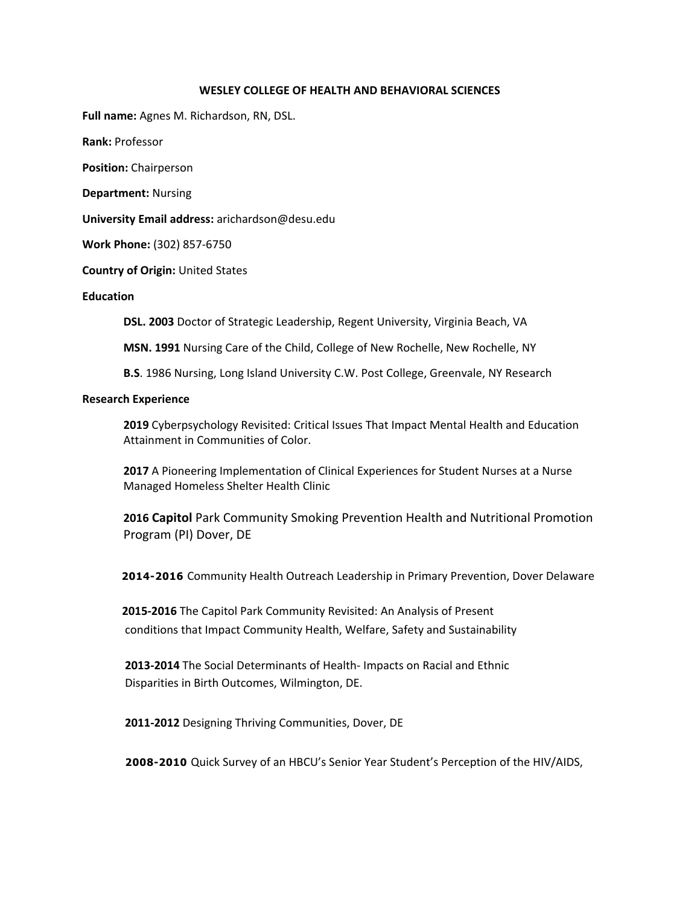**WESLEY COLLEGE OF HEALTH AND BEHAVIORAL SCIENCES**

**Full name:** Agnes M. Richardson, RN, DSL.

**Rank:** Professor

**Position:** Chairperson

**Department:** Nursing

**University Email address:** arichardson@desu.edu

**Work Phone:** (302) 857-6750

**Country of Origin:** United States

**Education**

**DSL. 2003** Doctor of Strategic Leadership, Regent University, Virginia Beach, VA

**MSN. 1991** Nursing Care of the Child, College of New Rochelle, New Rochelle, NY

**B.S**. 1986 Nursing, Long Island University C.W. Post College, Greenvale, NY Research

**Research Experience**

**2019** Cyberpsychology Revisited: Critical Issues That Impact Mental Health and Education Attainment in Communities of Color.

**2017** A Pioneering Implementation of Clinical Experiences for Student Nurses at a Nurse Managed Homeless Shelter Health Clinic

**2016 Capitol** Park Community Smoking Prevention Health and Nutritional Promotion Program (PI) Dover, DE

**2014-2016** Community Health Outreach Leadership in Primary Prevention, Dover Delaware

**2015-2016** The Capitol Park Community Revisited: An Analysis of Present conditions that Impact Community Health, Welfare, Safety and Sustainability

**2013-2014** The Social Determinants of Health- Impacts on Racial and Ethnic Disparities in Birth Outcomes, Wilmington, DE.

**2011-2012** Designing Thriving Communities, Dover, DE

**2008-2010** Quick Survey of an HBCU's Senior Year Student's Perception of the HIV/AIDS,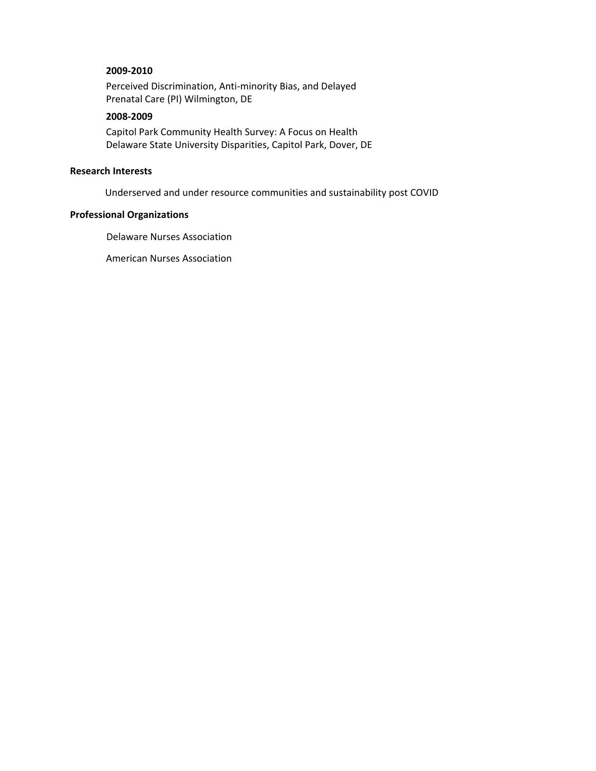**2009-2010**

Perceived Discrimination, Anti-minority Bias, and Delayed Prenatal Care (PI) Wilmington, DE

**2008-2009**

Capitol Park Community Health Survey: A Focus on Health Delaware State University Disparities, Capitol Park, Dover, DE

**Research Interests**

Underserved and under resource communities and sustainability post COVID

**Professional Organizations**

Delaware Nurses Association

American Nurses Association